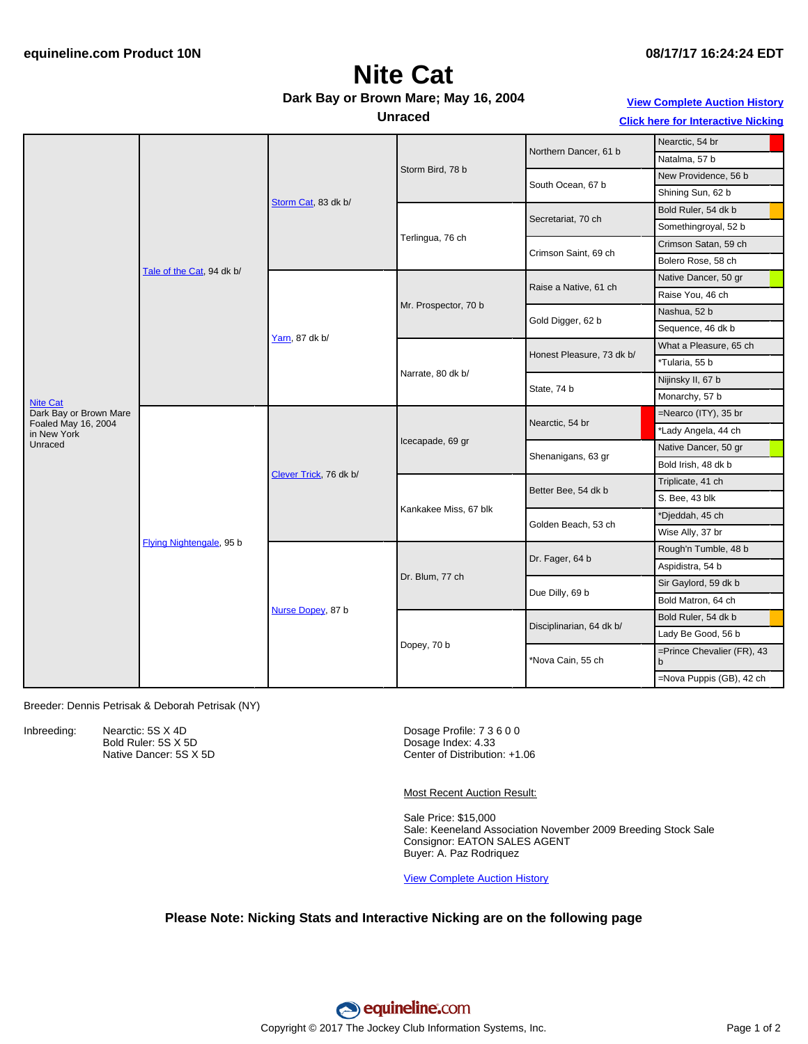equineline.com Product 10N

08/17/17 16:24:24 EDT

# Nite Cat

**Dark Bay or Brown Mare; May 16, 2004**

**Unraced**

[View Complete Auction History](#)

[Click here for Interactive Nicking](#)

| | | | | | |
|---|---|---|---|---|---|
| Nite Cat<br>Dark Bay or Brown Mare<br>Foaled May 16, 2004<br>in New York<br>Unraced | Tale of the Cat, 94 dk b/ | Storm Cat, 83 dk b/ | Storm Bird, 78 b | Northern Dancer, 61 b | Nearctic, 54 br |
| | | | | | Natalma, 57 b |
| | | | | South Ocean, 67 b | New Providence, 56 b |
| | | | | | Shining Sun, 62 b |
| | | | Terlingua, 76 ch | Secretariat, 70 ch | Bold Ruler, 54 dk b |
| | | | | | Somethingroyal, 52 b |
| | | | | Crimson Saint, 69 ch | Crimson Satan, 59 ch |
| | | | | | Bolero Rose, 58 ch |
| | | Yarn, 87 dk b/ | Mr. Prospector, 70 b | Raise a Native, 61 ch | Native Dancer, 50 gr |
| | | | | | Raise You, 46 ch |
| | | | | Gold Digger, 62 b | Nashua, 52 b |
| | | | | | Sequence, 46 dk b |
| | | | Narrate, 80 dk b/ | Honest Pleasure, 73 dk b/ | What a Pleasure, 65 ch |
| | | | | | *Tularia, 55 b |
| | | | | State, 74 b | Nijinsky II, 67 b |
| | | | | | Monarchy, 57 b |
| | Flying Nightengale, 95 b | Clever Trick, 76 dk b/ | Icecapade, 69 gr | Nearctic, 54 br | =Nearco (ITY), 35 br |
| | | | | | *Lady Angela, 44 ch |
| | | | | Shenanigans, 63 gr | Native Dancer, 50 gr |
| | | | | | Bold Irish, 48 dk b |
| | | | Kankakee Miss, 67 blk | Better Bee, 54 dk b | Triplicate, 41 ch |
| | | | | | S. Bee, 43 blk |
| | | | | Golden Beach, 53 ch | *Djeddah, 45 ch |
| | | | | | Wise Ally, 37 br |
| | | Nurse Dopey, 87 b | Dr. Blum, 77 ch | Dr. Fager, 64 b | Rough'n Tumble, 48 b |
| | | | | | Aspidistra, 54 b |
| | | | | Due Dilly, 69 b | Sir Gaylord, 59 dk b |
| | | | | | Bold Matron, 64 ch |
| | | | Dopey, 70 b | Disciplinarian, 64 dk b/ | Bold Ruler, 54 dk b |
| | | | | | Lady Be Good, 56 b |
| | | | | *Nova Cain, 55 ch | =Prince Chevalier (FR), 43 b |
| | | | | | =Nova Puppis (GB), 42 ch |

Breeder: Dennis Petrisak & Deborah Petrisak (NY)

Inbreeding:
- Nearctic: 5S X 4D
- Bold Ruler: 5S X 5D
- Native Dancer: 5S X 5D

Dosage Profile: 7 3 6 0 0
Dosage Index: 4.33
Center of Distribution: +1.06

Most Recent Auction Result:

Sale Price: $15,000
Sale: Keeneland Association November 2009 Breeding Stock Sale
Consignor: EATON SALES AGENT
Buyer: A. Paz Rodriquez

[View Complete Auction History](#)

**Please Note: Nicking Stats and Interactive Nicking are on the following page**

Copyright © 2017 The Jockey Club Information Systems, Inc.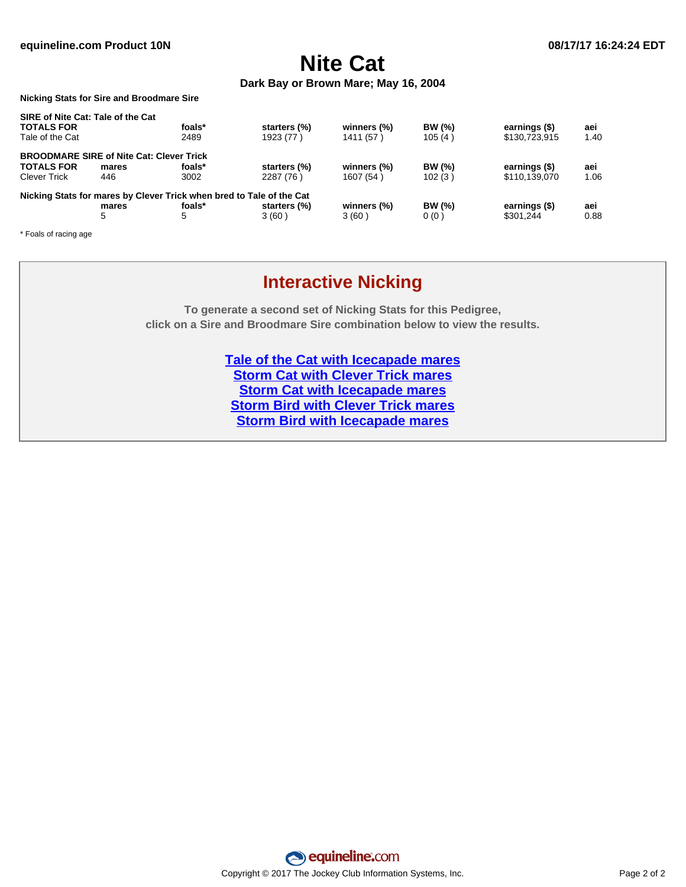# Nite Cat

**Dark Bay or Brown Mare; May 16, 2004**

**Nicking Stats for Sire and Broodmare Sire**

| **SIRE of Nite Cat: Tale of the Cat** | | | | | | | |
|---|---|---|---|---|---|---|---|
| **TOTALS FOR** | | **foals*** | **starters (%)** | **winners (%)** | **BW (%)** | **earnings ($)** | **aei** |
| Tale of the Cat | | 2489 | 1923 (77 ) | 1411 (57 ) | 105 (4 ) | $130,723,915 | 1.40 |

| **BROODMARE SIRE of Nite Cat: Clever Trick** | | | | | | | |
|---|---|---|---|---|---|---|---|
| **TOTALS FOR** | **mares** | **foals*** | **starters (%)** | **winners (%)** | **BW (%)** | **earnings ($)** | **aei** |
| Clever Trick | 446 | 3002 | 2287 (76 ) | 1607 (54 ) | 102 (3 ) | $110,139,070 | 1.06 |

| **Nicking Stats for mares by Clever Trick when bred to Tale of the Cat** | | | | | | | |
|---|---|---|---|---|---|---|---|
| | **mares** | **foals*** | **starters (%)** | **winners (%)** | **BW (%)** | **earnings ($)** | **aei** |
| | 5 | 5 | 3 (60 ) | 3 (60 ) | 0 (0 ) | $301,244 | 0.88 |

\* Foals of racing age

## Interactive Nicking

**To generate a second set of Nicking Stats for this Pedigree, click on a Sire and Broodmare Sire combination below to view the results.**

**Tale of the Cat with Icecapade mares**
**Storm Cat with Clever Trick mares**
**Storm Cat with Icecapade mares**
**Storm Bird with Clever Trick mares**
**Storm Bird with Icecapade mares**

Copyright © 2017 The Jockey Club Information Systems, Inc.